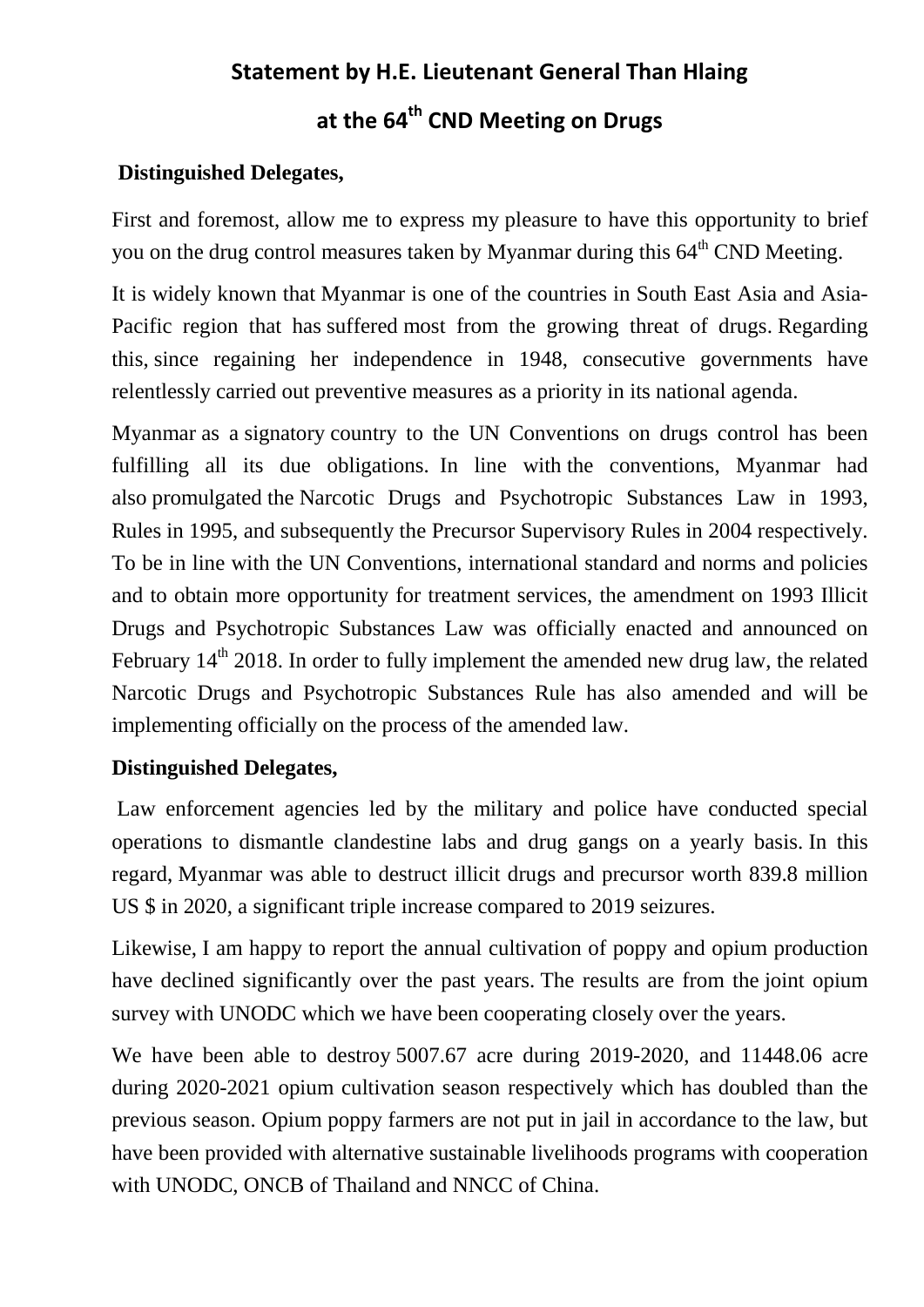# Statement by H.E. Lieutenant General Than Hlaing

# at the 64th CND Meeting on Drugs

**Distinguished Delegates,**

First and foremost, allow me to express my pleasure to have this opportunity to brief you on the drug control measures taken by Myanmar during this 64th CND Meeting.

It is widely known that Myanmar is one of the countries in South East Asia and Asia-Pacific region that has suffered most from the growing threat of drugs. Regarding this, since regaining her independence in 1948, consecutive governments have relentlessly carried out preventive measures as a priority in its national agenda.

Myanmar as a signatory country to the UN Conventions on drugs control has been fulfilling all its due obligations. In line with the conventions, Myanmar had also promulgated the Narcotic Drugs and Psychotropic Substances Law in 1993, Rules in 1995, and subsequently the Precursor Supervisory Rules in 2004 respectively. To be in line with the UN Conventions, international standard and norms and policies and to obtain more opportunity for treatment services, the amendment on 1993 Illicit Drugs and Psychotropic Substances Law was officially enacted and announced on February 14th 2018. In order to fully implement the amended new drug law, the related Narcotic Drugs and Psychotropic Substances Rule has also amended and will be implementing officially on the process of the amended law.

**Distinguished Delegates,**

Law enforcement agencies led by the military and police have conducted special operations to dismantle clandestine labs and drug gangs on a yearly basis. In this regard, Myanmar was able to destruct illicit drugs and precursor worth 839.8 million US $ in 2020, a significant triple increase compared to 2019 seizures.

Likewise, I am happy to report the annual cultivation of poppy and opium production have declined significantly over the past years. The results are from the joint opium survey with UNODC which we have been cooperating closely over the years.

We have been able to destroy 5007.67 acre during 2019-2020, and 11448.06 acre during 2020-2021 opium cultivation season respectively which has doubled than the previous season. Opium poppy farmers are not put in jail in accordance to the law, but have been provided with alternative sustainable livelihoods programs with cooperation with UNODC, ONCB of Thailand and NNCC of China.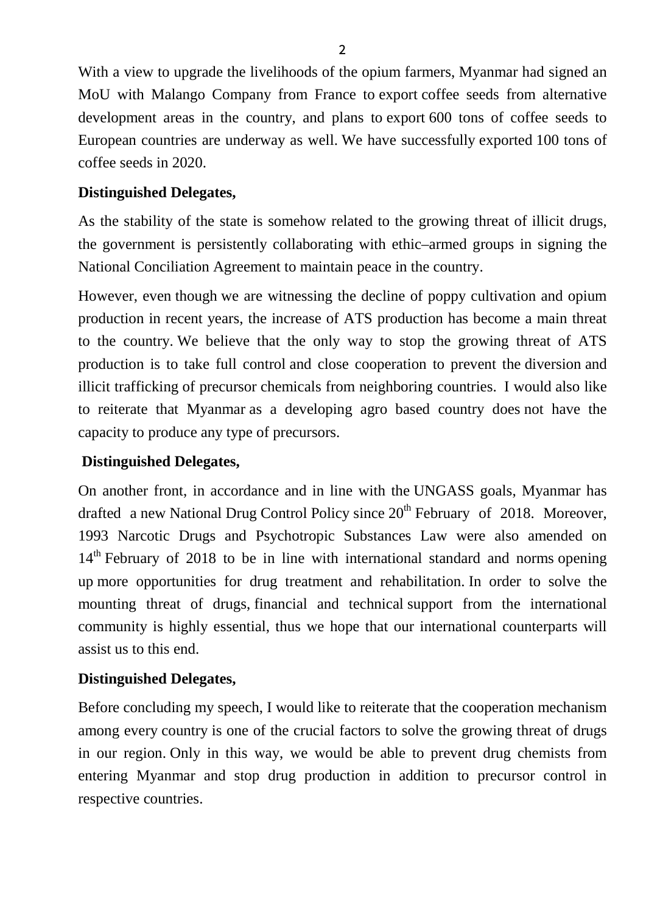With a view to upgrade the livelihoods of the opium farmers, Myanmar had signed an MoU with Malango Company from France to export coffee seeds from alternative development areas in the country, and plans to export 600 tons of coffee seeds to European countries are underway as well. We have successfully exported 100 tons of coffee seeds in 2020.

**Distinguished Delegates,**

As the stability of the state is somehow related to the growing threat of illicit drugs, the government is persistently collaborating with ethic–armed groups in signing the National Conciliation Agreement to maintain peace in the country.

However, even though we are witnessing the decline of poppy cultivation and opium production in recent years, the increase of ATS production has become a main threat to the country. We believe that the only way to stop the growing threat of ATS production is to take full control and close cooperation to prevent the diversion and illicit trafficking of precursor chemicals from neighboring countries. I would also like to reiterate that Myanmar as a developing agro based country does not have the capacity to produce any type of precursors.

**Distinguished Delegates,**

On another front, in accordance and in line with the UNGASS goals, Myanmar has drafted a new National Drug Control Policy since 20th February of 2018. Moreover, 1993 Narcotic Drugs and Psychotropic Substances Law were also amended on 14th February of 2018 to be in line with international standard and norms opening up more opportunities for drug treatment and rehabilitation. In order to solve the mounting threat of drugs, financial and technical support from the international community is highly essential, thus we hope that our international counterparts will assist us to this end.

**Distinguished Delegates,**

Before concluding my speech, I would like to reiterate that the cooperation mechanism among every country is one of the crucial factors to solve the growing threat of drugs in our region. Only in this way, we would be able to prevent drug chemists from entering Myanmar and stop drug production in addition to precursor control in respective countries.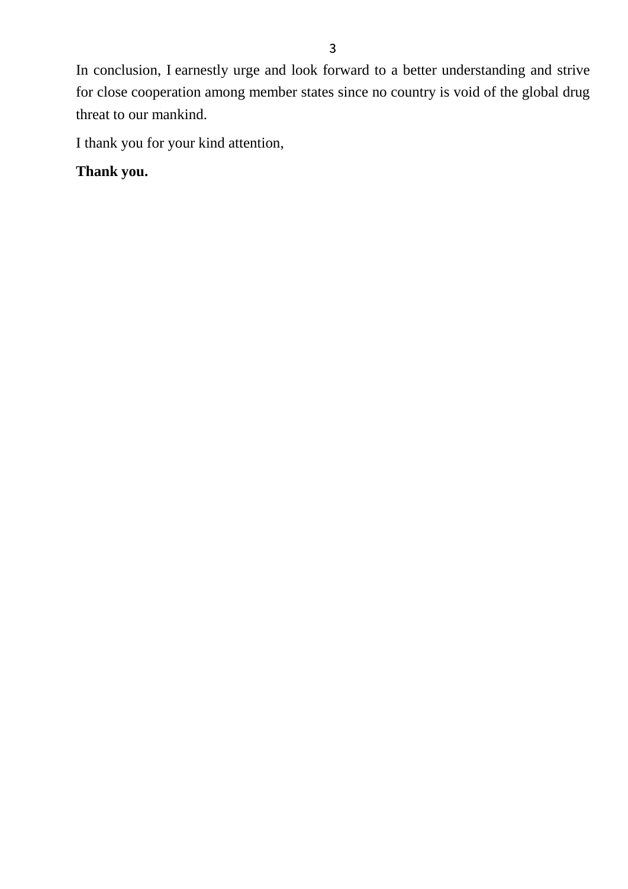In conclusion, I earnestly urge and look forward to a better understanding and strive for close cooperation among member states since no country is void of the global drug threat to our mankind.

I thank you for your kind attention,

**Thank you.**